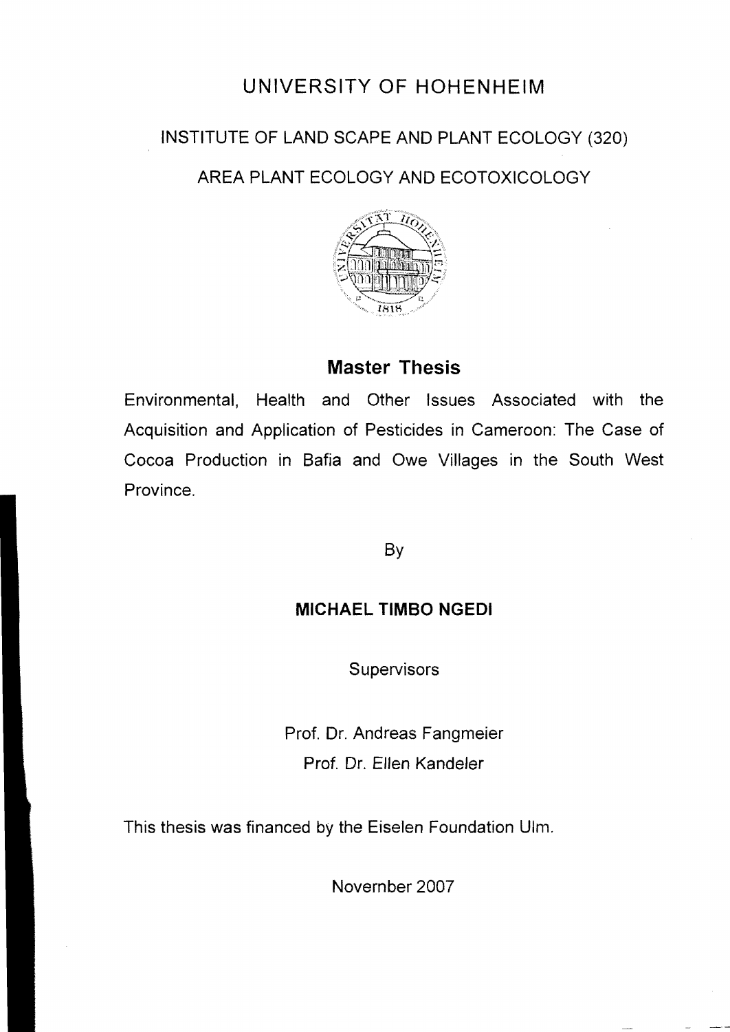# UNIVERSITY OF HOHENHEIM

## INSTITUTE OF LAND SCAPE AND PLANT ECOLOGY (320)

## AREA PLANT ECOLOGY AND ECOTOXICOLOGY

## Master Thesis

Environmental, Health and Other Issues Associated with the Acquisition and Application of Pesticides in Cameroon: The Case of Cocoa Production in Bafia and Owe Villages in the South West Province.

By

**MICHAEL TIMBO NGEDI**

Supervisors

Prof. Dr. Andreas Fangmeier

Prof. Dr. Ellen Kandeler

This thesis was financed by the Eiselen Foundation Ulm.

Novernber 2007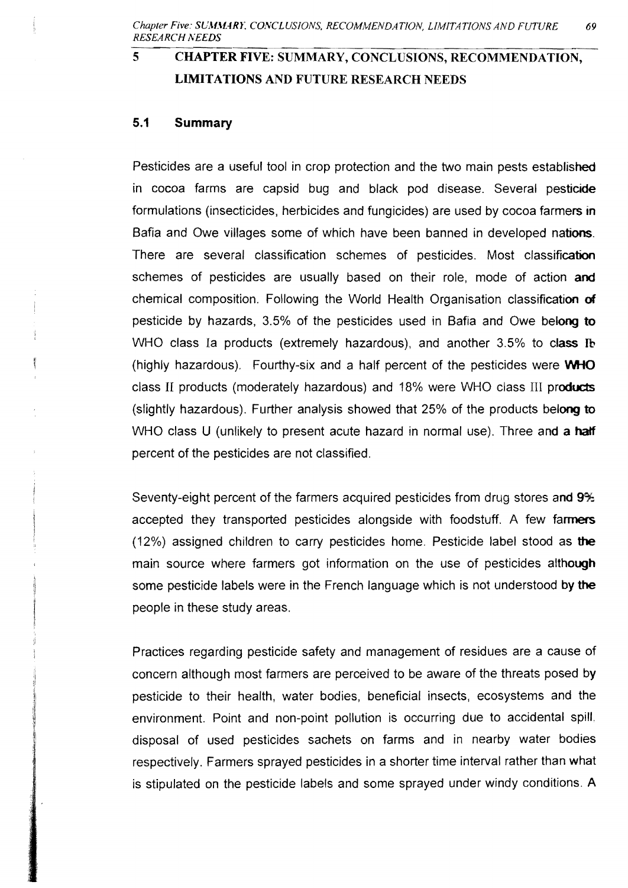# 5 CHAPTER FIVE: SUMMARY, CONCLUSIONS, RECOMMENDATION, LIMITATIONS AND FUTURE RESEARCH NEEDS

## 5.1 Summary

Pesticides are a useful tool in crop protection and the two main pests established in cocoa farms are capsid bug and black pod disease. Several pesticide formulations (insecticides, herbicides and fungicides) are used by cocoa farmers in Bafia and Owe villages some of which have been banned in developed nations. There are several classification schemes of pesticides. Most classification schemes of pesticides are usually based on their role, mode of action and chemical composition. Following the World Health Organisation classification of pesticide by hazards, 3.5% of the pesticides used in Bafia and Owe belong to WHO class Ia products (extremely hazardous), and another 3.5% to class Ib (highly hazardous). Fourthy-six and a half percent of the pesticides were WHO class II products (moderately hazardous) and 18% were WHO class III products (slightly hazardous). Further analysis showed that 25% of the products belong to WHO class U (unlikely to present acute hazard in normal use). Three and a half percent of the pesticides are not classified.

Seventy-eight percent of the farmers acquired pesticides from drug stores and 9% accepted they transported pesticides alongside with foodstuff. A few farmers (12%) assigned children to carry pesticides home. Pesticide label stood as the main source where farmers got information on the use of pesticides although some pesticide labels were in the French language which is not understood by the people in these study areas.

Practices regarding pesticide safety and management of residues are a cause of concern although most farmers are perceived to be aware of the threats posed by pesticide to their health, water bodies, beneficial insects, ecosystems and the environment. Point and non-point pollution is occurring due to accidental spill, disposal of used pesticides sachets on farms and in nearby water bodies respectively. Farmers sprayed pesticides in a shorter time interval rather than what is stipulated on the pesticide labels and some sprayed under windy conditions. A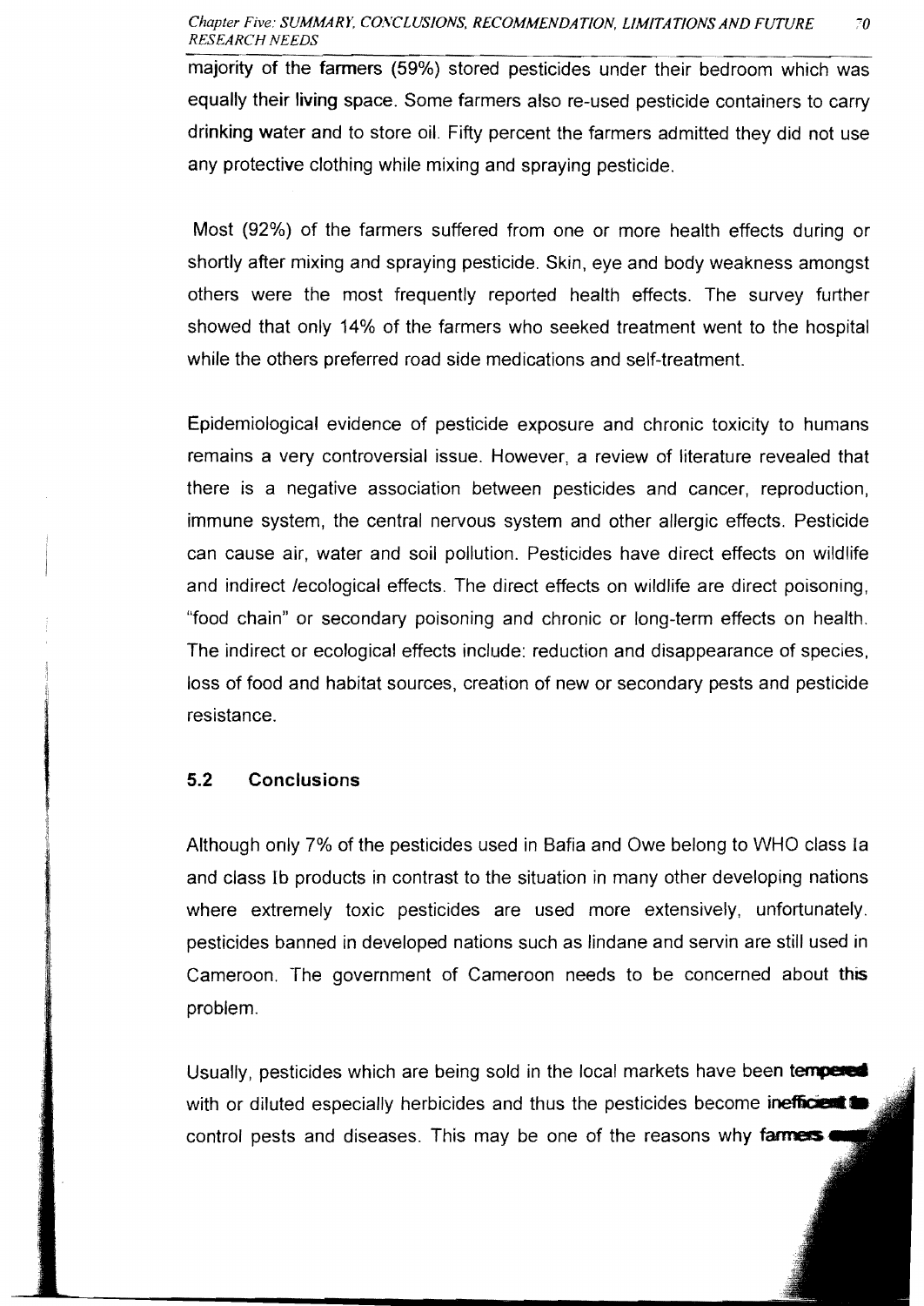majority of the farmers (59%) stored pesticides under their bedroom which was equally their living space. Some farmers also re-used pesticide containers to carry drinking water and to store oil. Fifty percent the farmers admitted they did not use any protective clothing while mixing and spraying pesticide.

Most (92%) of the farmers suffered from one or more health effects during or shortly after mixing and spraying pesticide. Skin, eye and body weakness amongst others were the most frequently reported health effects. The survey further showed that only 14% of the farmers who seeked treatment went to the hospital while the others preferred road side medications and self-treatment.

Epidemiological evidence of pesticide exposure and chronic toxicity to humans remains a very controversial issue. However, a review of literature revealed that there is a negative association between pesticides and cancer, reproduction, immune system, the central nervous system and other allergic effects. Pesticide can cause air, water and soil pollution. Pesticides have direct effects on wildlife and indirect /ecological effects. The direct effects on wildlife are direct poisoning, "food chain" or secondary poisoning and chronic or long-term effects on health. The indirect or ecological effects include: reduction and disappearance of species, loss of food and habitat sources, creation of new or secondary pests and pesticide resistance.

## 5.2 Conclusions

Although only 7% of the pesticides used in Bafia and Owe belong to WHO class Ia and class Ib products in contrast to the situation in many other developing nations where extremely toxic pesticides are used more extensively, unfortunately. pesticides banned in developed nations such as lindane and servin are still used in Cameroon. The government of Cameroon needs to be concerned about this problem.

Usually, pesticides which are being sold in the local markets have been tempered with or diluted especially herbicides and thus the pesticides become inefficient to control pests and diseases. This may be one of the reasons why farmers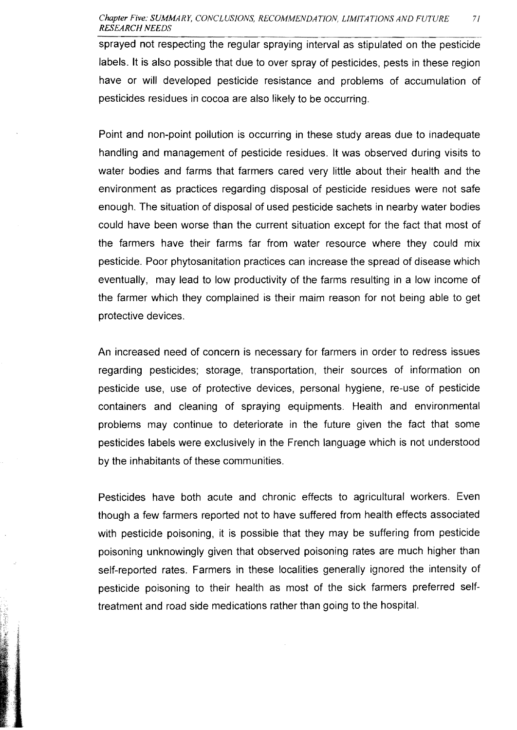sprayed not respecting the regular spraying interval as stipulated on the pesticide labels. It is also possible that due to over spray of pesticides, pests in these region have or will developed pesticide resistance and problems of accumulation of pesticides residues in cocoa are also likely to be occurring.

Point and non-point pollution is occurring in these study areas due to inadequate handling and management of pesticide residues. It was observed during visits to water bodies and farms that farmers cared very little about their health and the environment as practices regarding disposal of pesticide residues were not safe enough. The situation of disposal of used pesticide sachets in nearby water bodies could have been worse than the current situation except for the fact that most of the farmers have their farms far from water resource where they could mix pesticide. Poor phytosanitation practices can increase the spread of disease which eventually, may lead to low productivity of the farms resulting in a low income of the farmer which they complained is their maim reason for not being able to get protective devices.

An increased need of concern is necessary for farmers in order to redress issues regarding pesticides; storage, transportation, their sources of information on pesticide use, use of protective devices, personal hygiene, re-use of pesticide containers and cleaning of spraying equipments. Health and environmental problems may continue to deteriorate in the future given the fact that some pesticides labels were exclusively in the French language which is not understood by the inhabitants of these communities.

Pesticides have both acute and chronic effects to agricultural workers. Even though a few farmers reported not to have suffered from health effects associated with pesticide poisoning, it is possible that they may be suffering from pesticide poisoning unknowingly given that observed poisoning rates are much higher than self-reported rates. Farmers in these localities generally ignored the intensity of pesticide poisoning to their health as most of the sick farmers preferred self-treatment and road side medications rather than going to the hospital.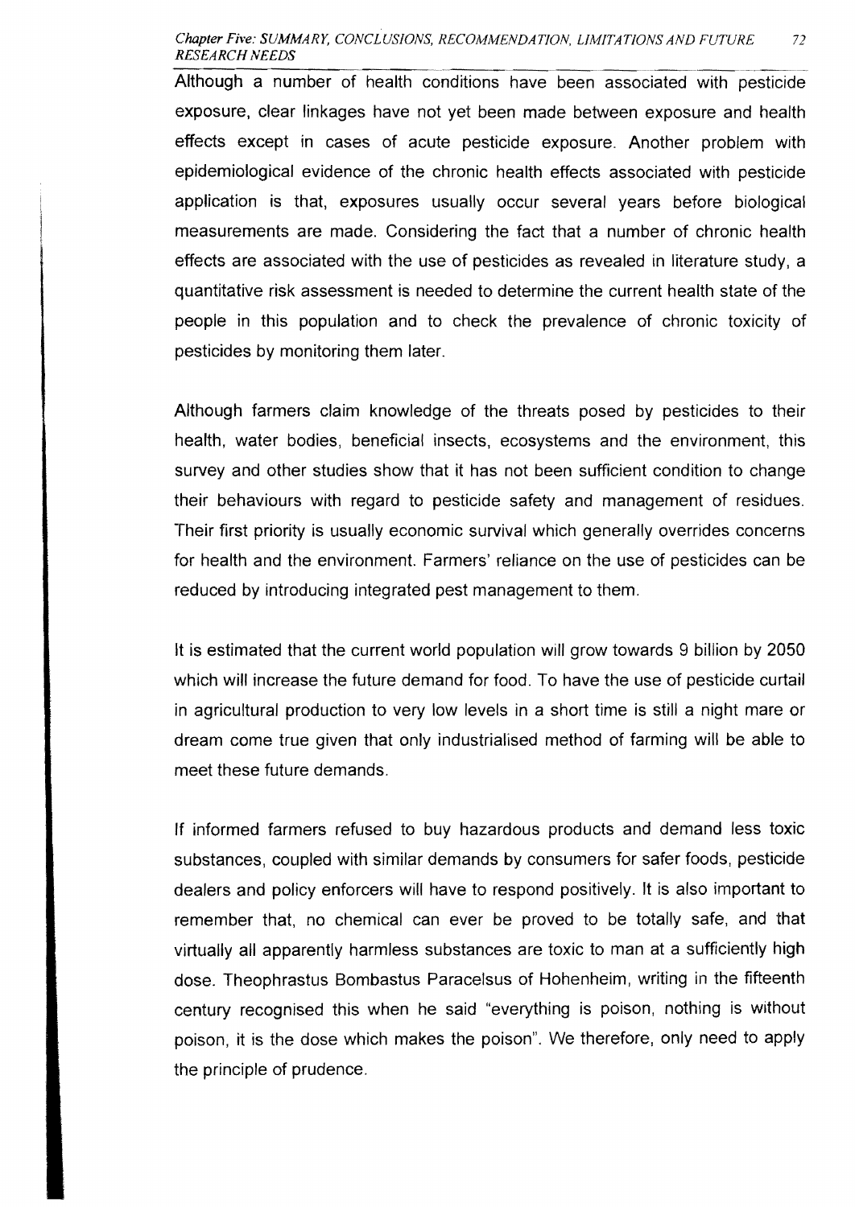Although a number of health conditions have been associated with pesticide exposure, clear linkages have not yet been made between exposure and health effects except in cases of acute pesticide exposure. Another problem with epidemiological evidence of the chronic health effects associated with pesticide application is that, exposures usually occur several years before biological measurements are made. Considering the fact that a number of chronic health effects are associated with the use of pesticides as revealed in literature study, a quantitative risk assessment is needed to determine the current health state of the people in this population and to check the prevalence of chronic toxicity of pesticides by monitoring them later.

Although farmers claim knowledge of the threats posed by pesticides to their health, water bodies, beneficial insects, ecosystems and the environment, this survey and other studies show that it has not been sufficient condition to change their behaviours with regard to pesticide safety and management of residues. Their first priority is usually economic survival which generally overrides concerns for health and the environment. Farmers' reliance on the use of pesticides can be reduced by introducing integrated pest management to them.

It is estimated that the current world population will grow towards 9 billion by 2050 which will increase the future demand for food. To have the use of pesticide curtail in agricultural production to very low levels in a short time is still a night mare or dream come true given that only industrialised method of farming will be able to meet these future demands.

If informed farmers refused to buy hazardous products and demand less toxic substances, coupled with similar demands by consumers for safer foods, pesticide dealers and policy enforcers will have to respond positively. It is also important to remember that, no chemical can ever be proved to be totally safe, and that virtually all apparently harmless substances are toxic to man at a sufficiently high dose. Theophrastus Bombastus Paracelsus of Hohenheim, writing in the fifteenth century recognised this when he said "everything is poison, nothing is without poison, it is the dose which makes the poison". We therefore, only need to apply the principle of prudence.